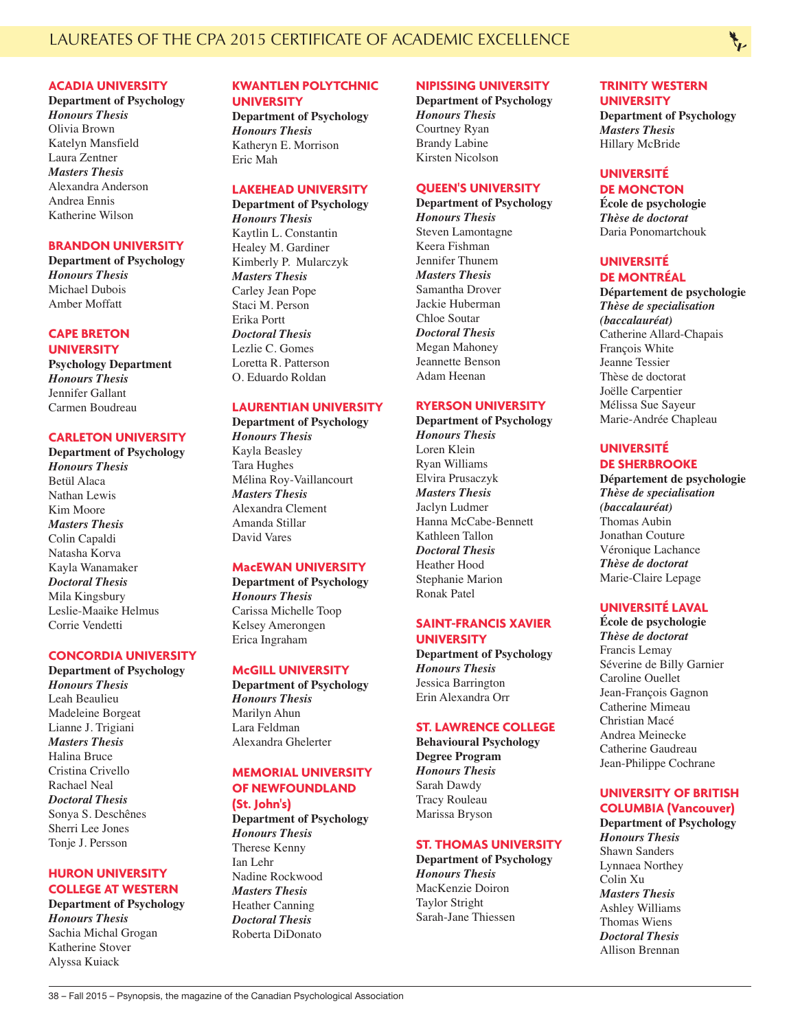# LAUREATES OF THE CPA 2015 CERTIFICATE OF ACADEMIC EXCELLENCE

## ACADIA UNIVERSITY

**Department of Psychology**

***Honours Thesis***

Olivia Brown
Katelyn Mansfield
Laura Zentner

***Masters Thesis***

Alexandra Anderson
Andrea Ennis
Katherine Wilson

## BRANDON UNIVERSITY

**Department of Psychology**

***Honours Thesis***

Michael Dubois
Amber Moffatt

## CAPE BRETON UNIVERSITY

**Psychology Department**

***Honours Thesis***

Jennifer Gallant
Carmen Boudreau

## CARLETON UNIVERSITY

**Department of Psychology**

***Honours Thesis***

Betül Alaca
Nathan Lewis
Kim Moore

***Masters Thesis***

Colin Capaldi
Natasha Korva
Kayla Wanamaker

***Doctoral Thesis***

Mila Kingsbury
Leslie-Maaike Helmus
Corrie Vendetti

## CONCORDIA UNIVERSITY

**Department of Psychology**

***Honours Thesis***

Leah Beaulieu
Madeleine Borgeat
Lianne J. Trigiani

***Masters Thesis***

Halina Bruce
Cristina Crivello
Rachael Neal

***Doctoral Thesis***

Sonya S. Deschênes
Sherri Lee Jones
Tonje J. Persson

## HURON UNIVERSITY COLLEGE AT WESTERN

**Department of Psychology**

***Honours Thesis***

Sachia Michal Grogan
Katherine Stover
Alyssa Kuiack

## KWANTLEN POLYTECHNIC UNIVERSITY

**Department of Psychology**

***Honours Thesis***

Katheryn E. Morrison
Eric Mah

## LAKEHEAD UNIVERSITY

**Department of Psychology**

***Honours Thesis***

Kaytlin L. Constantin
Healey M. Gardiner
Kimberly P. Mularczyk

***Masters Thesis***

Carley Jean Pope
Staci M. Person
Erika Portt

***Doctoral Thesis***

Lezlie C. Gomes
Loretta R. Patterson
O. Eduardo Roldan

## LAURENTIAN UNIVERSITY

**Department of Psychology**

***Honours Thesis***

Kayla Beasley
Tara Hughes
Mélina Roy-Vaillancourt

***Masters Thesis***

Alexandra Clement
Amanda Stillar
David Vares

## MacEWAN UNIVERSITY

**Department of Psychology**

***Honours Thesis***

Carissa Michelle Toop
Kelsey Amerongen
Erica Ingraham

## McGILL UNIVERSITY

**Department of Psychology**

***Honours Thesis***

Marilyn Ahun
Lara Feldman
Alexandra Ghelerter

## MEMORIAL UNIVERSITY OF NEWFOUNDLAND (St. John's)

**Department of Psychology**

***Honours Thesis***

Therese Kenny
Ian Lehr
Nadine Rockwood

***Masters Thesis***

Heather Canning

***Doctoral Thesis***

Roberta DiDonato

## NIPISSING UNIVERSITY

**Department of Psychology**

***Honours Thesis***

Courtney Ryan
Brandy Labine
Kirsten Nicolson

## QUEEN'S UNIVERSITY

**Department of Psychology**

***Honours Thesis***

Steven Lamontagne
Keera Fishman
Jennifer Thunem

***Masters Thesis***

Samantha Drover
Jackie Huberman
Chloe Soutar

***Doctoral Thesis***

Megan Mahoney
Jeannette Benson
Adam Heenan

## RYERSON UNIVERSITY

**Department of Psychology**

***Honours Thesis***

Loren Klein
Ryan Williams
Elvira Prusaczyk

***Masters Thesis***

Jaclyn Ludmer
Hanna McCabe-Bennett
Kathleen Tallon

***Doctoral Thesis***

Heather Hood
Stephanie Marion
Ronak Patel

## SAINT-FRANCIS XAVIER UNIVERSITY

**Department of Psychology**

***Honours Thesis***

Jessica Barrington
Erin Alexandra Orr

## ST. LAWRENCE COLLEGE

**Behavioural Psychology Degree Program**

***Honours Thesis***

Sarah Dawdy
Tracy Rouleau
Marissa Bryson

## ST. THOMAS UNIVERSITY

**Department of Psychology**

***Honours Thesis***

MacKenzie Doiron
Taylor Stright
Sarah-Jane Thiessen

## TRINITY WESTERN UNIVERSITY

**Department of Psychology**

***Masters Thesis***

Hillary McBride

## UNIVERSITÉ DE MONCTON

**École de psychologie**

***Thèse de doctorat***

Daria Ponomartchouk

## UNIVERSITÉ DE MONTRÉAL

**Département de psychologie**

***Thèse de specialisation (baccalauréat)***

Catherine Allard-Chapais
François White
Jeanne Tessier
Thèse de doctorat
Joëlle Carpentier
Mélissa Sue Sayeur
Marie-Andrée Chapleau

## UNIVERSITÉ DE SHERBROOKE

**Département de psychologie**

***Thèse de specialisation (baccalauréat)***

Thomas Aubin
Jonathan Couture
Véronique Lachance

***Thèse de doctorat***

Marie-Claire Lepage

## UNIVERSITÉ LAVAL

**École de psychologie**

***Thèse de doctorat***

Francis Lemay
Séverine de Billy Garnier
Caroline Ouellet
Jean-François Gagnon
Catherine Mimeau
Christian Macé
Andrea Meinecke
Catherine Gaudreau
Jean-Philippe Cochrane

## UNIVERSITY OF BRITISH COLUMBIA (Vancouver)

**Department of Psychology**

***Honours Thesis***

Shawn Sanders
Lynnaea Northey
Colin Xu

***Masters Thesis***

Ashley Williams
Thomas Wiens

***Doctoral Thesis***

Allison Brennan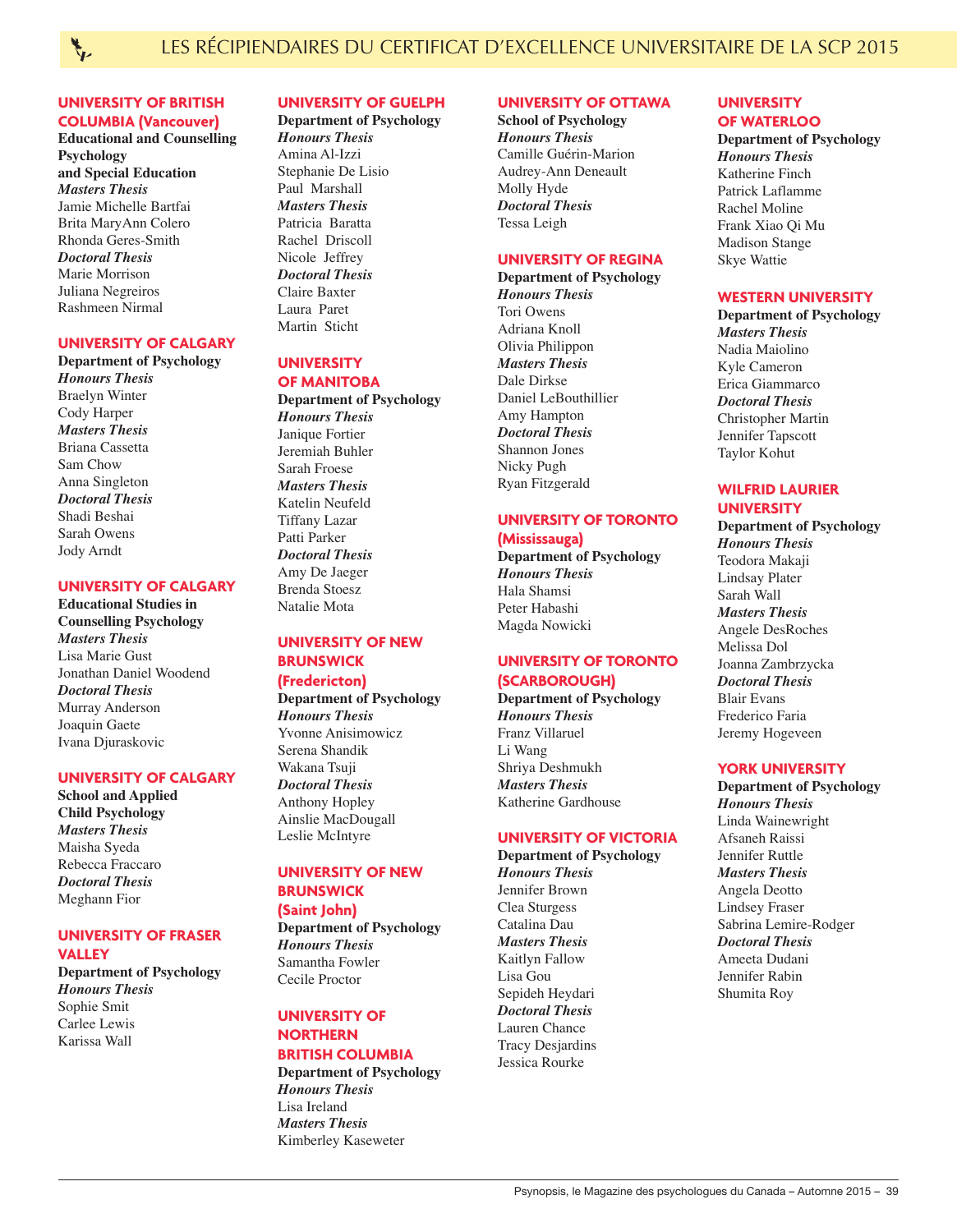# LES RÉCIPIENDAIRES DU CERTIFICAT D'EXCELLENCE UNIVERSITAIRE DE LA SCP 2015

## UNIVERSITY OF BRITISH COLUMBIA (Vancouver)

**Educational and Counselling Psychology and Special Education**

***Masters Thesis***

Jamie Michelle Bartfai
Brita MaryAnn Colero
Rhonda Geres-Smith

***Doctoral Thesis***

Marie Morrison
Juliana Negreiros
Rashmeen Nirmal

## UNIVERSITY OF CALGARY

**Department of Psychology**

***Honours Thesis***

Braelyn Winter
Cody Harper

***Masters Thesis***

Briana Cassetta
Sam Chow
Anna Singleton

***Doctoral Thesis***

Shadi Beshai
Sarah Owens
Jody Arndt

## UNIVERSITY OF CALGARY

**Educational Studies in Counselling Psychology**

***Masters Thesis***

Lisa Marie Gust
Jonathan Daniel Woodend

***Doctoral Thesis***

Murray Anderson
Joaquin Gaete
Ivana Djuraskovic

## UNIVERSITY OF CALGARY

**School and Applied Child Psychology**

***Masters Thesis***

Maisha Syeda
Rebecca Fraccaro

***Doctoral Thesis***

Meghann Fior

## UNIVERSITY OF FRASER VALLEY

**Department of Psychology**

***Honours Thesis***

Sophie Smit
Carlee Lewis
Karissa Wall

## UNIVERSITY OF GUELPH

**Department of Psychology**

***Honours Thesis***

Amina Al-Izzi
Stephanie De Lisio
Paul Marshall

***Masters Thesis***

Patricia Baratta
Rachel Driscoll
Nicole Jeffrey

***Doctoral Thesis***

Claire Baxter
Laura Paret
Martin Sticht

## UNIVERSITY OF MANITOBA

**Department of Psychology**

***Honours Thesis***

Janique Fortier
Jeremiah Buhler
Sarah Froese

***Masters Thesis***

Katelin Neufeld
Tiffany Lazar
Patti Parker

***Doctoral Thesis***

Amy De Jaeger
Brenda Stoesz
Natalie Mota

## UNIVERSITY OF NEW BRUNSWICK (Fredericton)

**Department of Psychology**

***Honours Thesis***

Yvonne Anisimowicz
Serena Shandik
Wakana Tsuji

***Doctoral Thesis***

Anthony Hopley
Ainslie MacDougall
Leslie McIntyre

## UNIVERSITY OF NEW BRUNSWICK (Saint John)

**Department of Psychology**

***Honours Thesis***

Samantha Fowler
Cecile Proctor

## UNIVERSITY OF NORTHERN BRITISH COLUMBIA

**Department of Psychology**

***Honours Thesis***

Lisa Ireland

***Masters Thesis***

Kimberley Kaseweter

## UNIVERSITY OF OTTAWA

**School of Psychology**

***Honours Thesis***

Camille Guérin-Marion
Audrey-Ann Deneault
Molly Hyde

***Doctoral Thesis***

Tessa Leigh

## UNIVERSITY OF REGINA

**Department of Psychology**

***Honours Thesis***

Tori Owens
Adriana Knoll
Olivia Philippon

***Masters Thesis***

Dale Dirkse
Daniel LeBouthillier
Amy Hampton

***Doctoral Thesis***

Shannon Jones
Nicky Pugh
Ryan Fitzgerald

## UNIVERSITY OF TORONTO (Mississauga)

**Department of Psychology**

***Honours Thesis***

Hala Shamsi
Peter Habashi
Magda Nowicki

## UNIVERSITY OF TORONTO (SCARBOROUGH)

**Department of Psychology**

***Honours Thesis***

Franz Villaruel
Li Wang
Shriya Deshmukh

***Masters Thesis***

Katherine Gardhouse

## UNIVERSITY OF VICTORIA

**Department of Psychology**

***Honours Thesis***

Jennifer Brown
Clea Sturgess
Catalina Dau

***Masters Thesis***

Kaitlyn Fallow
Lisa Gou
Sepideh Heydari

***Doctoral Thesis***

Lauren Chance
Tracy Desjardins
Jessica Rourke

## UNIVERSITY OF WATERLOO

**Department of Psychology**

***Honours Thesis***

Katherine Finch
Patrick Laflamme
Rachel Moline
Frank Xiao Qi Mu
Madison Stange
Skye Wattie

## WESTERN UNIVERSITY

**Department of Psychology**

***Masters Thesis***

Nadia Maiolino
Kyle Cameron
Erica Giammarco

***Doctoral Thesis***

Christopher Martin
Jennifer Tapscott
Taylor Kohut

## WILFRID LAURIER UNIVERSITY

**Department of Psychology**

***Honours Thesis***

Teodora Makaji
Lindsay Plater
Sarah Wall

***Masters Thesis***

Angele DesRoches
Melissa Dol
Joanna Zambrzycka

***Doctoral Thesis***

Blair Evans
Frederico Faria
Jeremy Hogeveen

## YORK UNIVERSITY

**Department of Psychology**

***Honours Thesis***

Linda Wainewright
Afsaneh Raissi
Jennifer Ruttle

***Masters Thesis***

Angela Deotto
Lindsey Fraser
Sabrina Lemire-Rodger

***Doctoral Thesis***

Ameeta Dudani
Jennifer Rabin
Shumita Roy